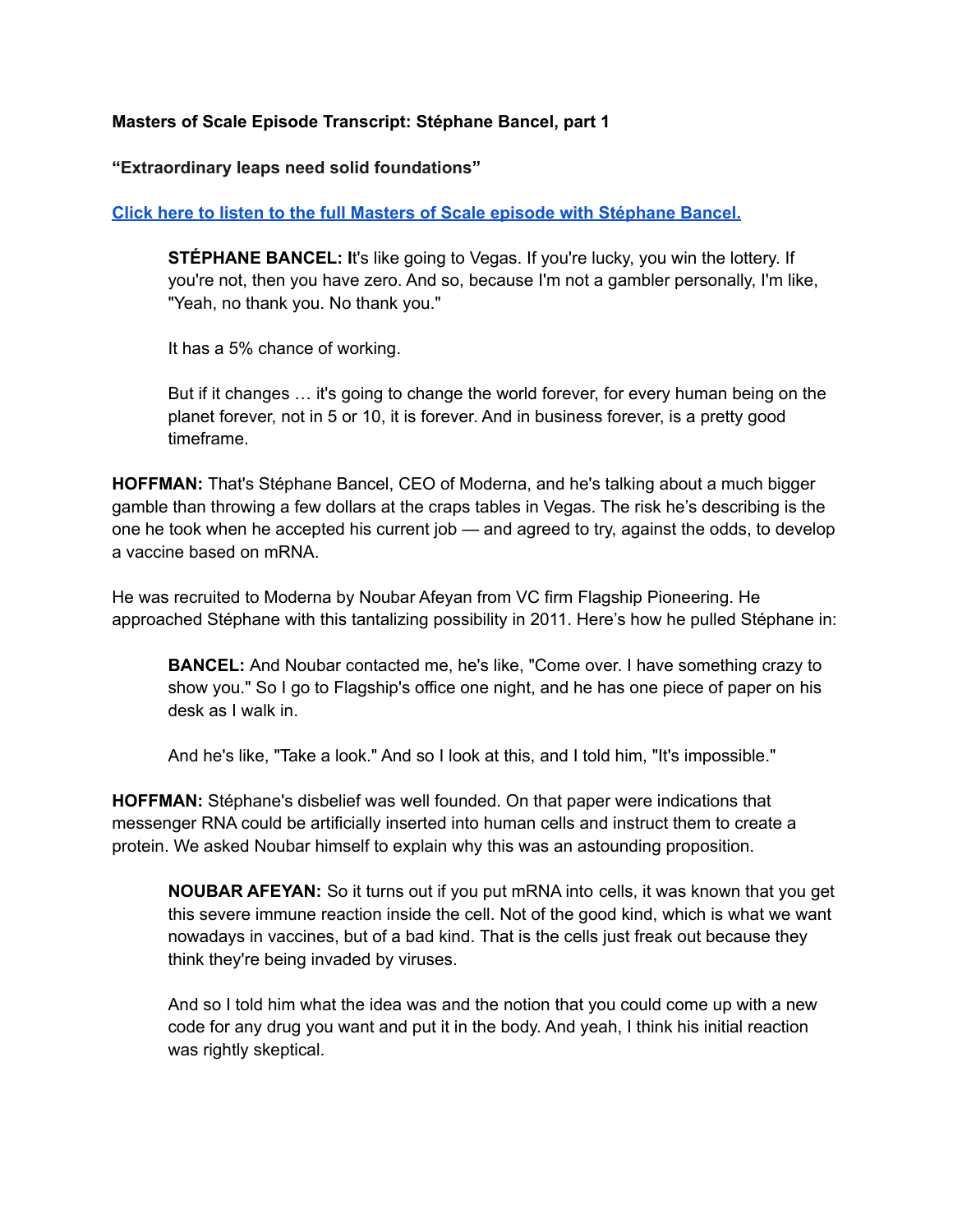**Masters of Scale Episode Transcript: Stéphane Bancel, part 1**

**"Extraordinary leaps need solid foundations"**

**Click here to listen to the full Masters of Scale episode with Stéphane Bancel.**

> **STÉPHANE BANCEL:** It's like going to Vegas. If you're lucky, you win the lottery. If you're not, then you have zero. And so, because I'm not a gambler personally, I'm like, "Yeah, no thank you. No thank you."
>
> It has a 5% chance of working.
>
> But if it changes … it's going to change the world forever, for every human being on the planet forever, not in 5 or 10, it is forever. And in business forever, is a pretty good timeframe.

**HOFFMAN:** That's Stéphane Bancel, CEO of Moderna, and he's talking about a much bigger gamble than throwing a few dollars at the craps tables in Vegas. The risk he's describing is the one he took when he accepted his current job — and agreed to try, against the odds, to develop a vaccine based on mRNA.

He was recruited to Moderna by Noubar Afeyan from VC firm Flagship Pioneering. He approached Stéphane with this tantalizing possibility in 2011. Here's how he pulled Stéphane in:

> **BANCEL:** And Noubar contacted me, he's like, "Come over. I have something crazy to show you." So I go to Flagship's office one night, and he has one piece of paper on his desk as I walk in.
>
> And he's like, "Take a look." And so I look at this, and I told him, "It's impossible."

**HOFFMAN:** Stéphane's disbelief was well founded. On that paper were indications that messenger RNA could be artificially inserted into human cells and instruct them to create a protein. We asked Noubar himself to explain why this was an astounding proposition.

> **NOUBAR AFEYAN:** So it turns out if you put mRNA into cells, it was known that you get this severe immune reaction inside the cell. Not of the good kind, which is what we want nowadays in vaccines, but of a bad kind. That is the cells just freak out because they think they're being invaded by viruses.
>
> And so I told him what the idea was and the notion that you could come up with a new code for any drug you want and put it in the body. And yeah, I think his initial reaction was rightly skeptical.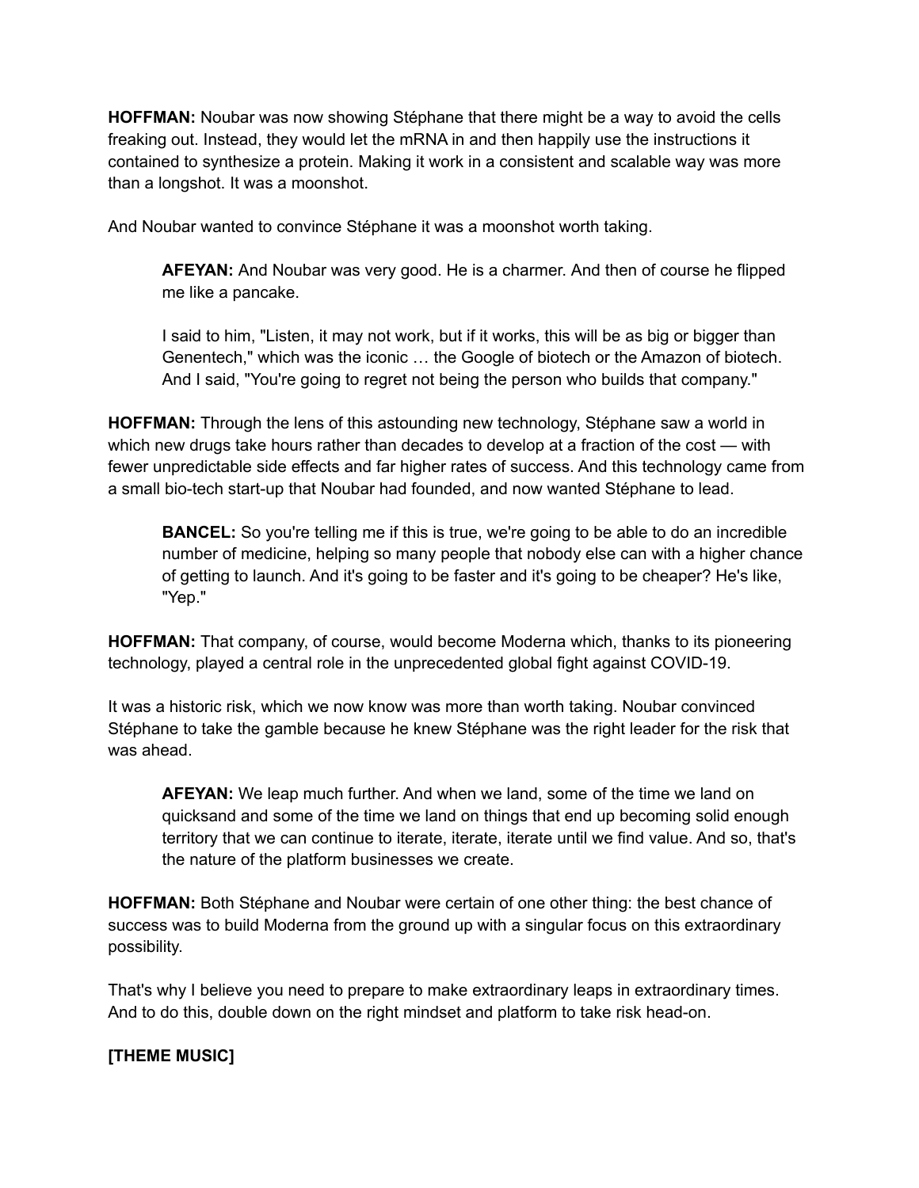**HOFFMAN:** Noubar was now showing Stéphane that there might be a way to avoid the cells freaking out. Instead, they would let the mRNA in and then happily use the instructions it contained to synthesize a protein. Making it work in a consistent and scalable way was more than a longshot. It was a moonshot.

And Noubar wanted to convince Stéphane it was a moonshot worth taking.

> **AFEYAN:** And Noubar was very good. He is a charmer. And then of course he flipped me like a pancake.
>
> I said to him, "Listen, it may not work, but if it works, this will be as big or bigger than Genentech," which was the iconic … the Google of biotech or the Amazon of biotech. And I said, "You're going to regret not being the person who builds that company."

**HOFFMAN:** Through the lens of this astounding new technology, Stéphane saw a world in which new drugs take hours rather than decades to develop at a fraction of the cost — with fewer unpredictable side effects and far higher rates of success. And this technology came from a small bio-tech start-up that Noubar had founded, and now wanted Stéphane to lead.

> **BANCEL:** So you're telling me if this is true, we're going to be able to do an incredible number of medicine, helping so many people that nobody else can with a higher chance of getting to launch. And it's going to be faster and it's going to be cheaper? He's like, "Yep."

**HOFFMAN:** That company, of course, would become Moderna which, thanks to its pioneering technology, played a central role in the unprecedented global fight against COVID-19.

It was a historic risk, which we now know was more than worth taking. Noubar convinced Stéphane to take the gamble because he knew Stéphane was the right leader for the risk that was ahead.

> **AFEYAN:** We leap much further. And when we land, some of the time we land on quicksand and some of the time we land on things that end up becoming solid enough territory that we can continue to iterate, iterate, iterate until we find value. And so, that's the nature of the platform businesses we create.

**HOFFMAN:** Both Stéphane and Noubar were certain of one other thing: the best chance of success was to build Moderna from the ground up with a singular focus on this extraordinary possibility.

That's why I believe you need to prepare to make extraordinary leaps in extraordinary times. And to do this, double down on the right mindset and platform to take risk head-on.

**[THEME MUSIC]**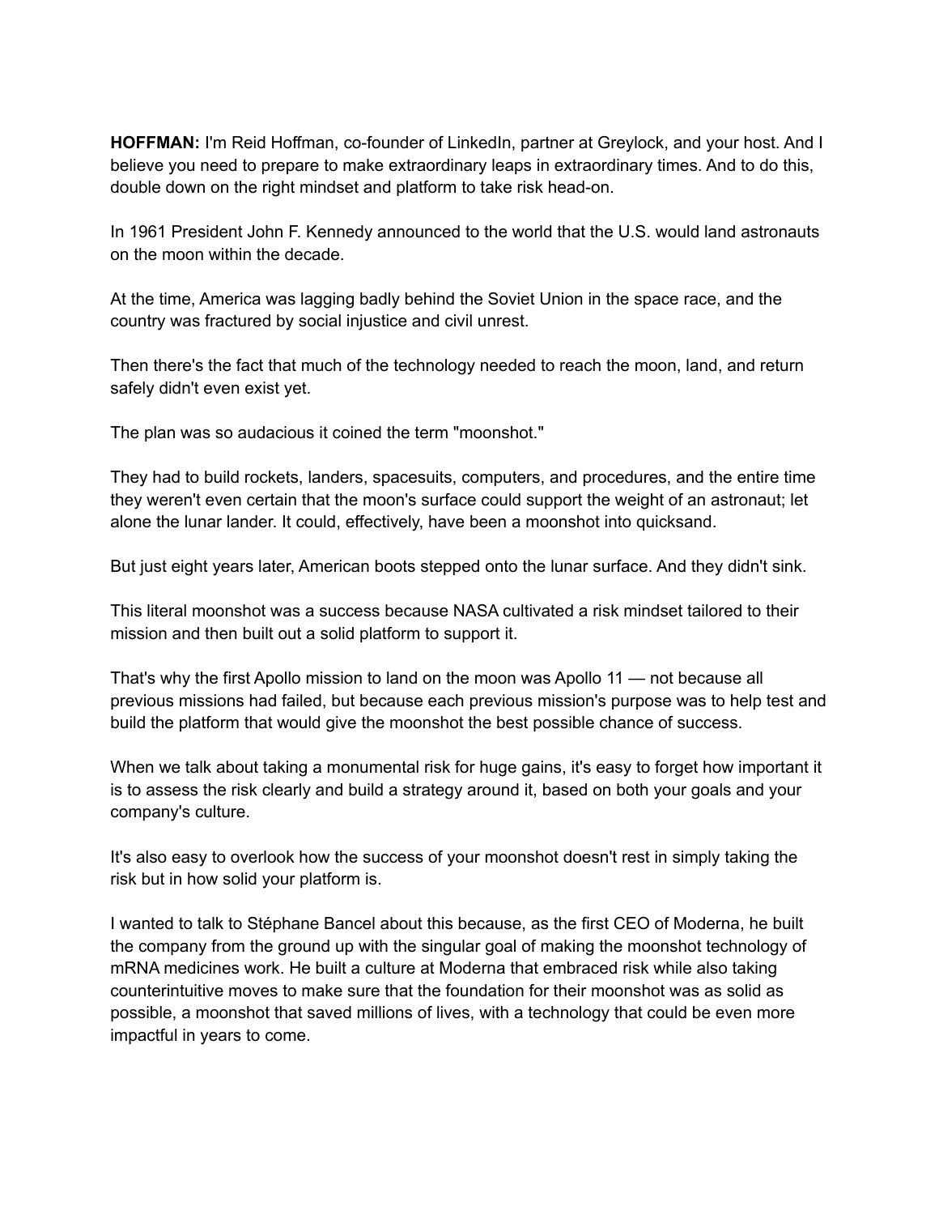**HOFFMAN:** I'm Reid Hoffman, co-founder of LinkedIn, partner at Greylock, and your host. And I believe you need to prepare to make extraordinary leaps in extraordinary times. And to do this, double down on the right mindset and platform to take risk head-on.

In 1961 President John F. Kennedy announced to the world that the U.S. would land astronauts on the moon within the decade.

At the time, America was lagging badly behind the Soviet Union in the space race, and the country was fractured by social injustice and civil unrest.

Then there's the fact that much of the technology needed to reach the moon, land, and return safely didn't even exist yet.

The plan was so audacious it coined the term "moonshot."

They had to build rockets, landers, spacesuits, computers, and procedures, and the entire time they weren't even certain that the moon's surface could support the weight of an astronaut; let alone the lunar lander. It could, effectively, have been a moonshot into quicksand.

But just eight years later, American boots stepped onto the lunar surface. And they didn't sink.

This literal moonshot was a success because NASA cultivated a risk mindset tailored to their mission and then built out a solid platform to support it.

That's why the first Apollo mission to land on the moon was Apollo 11 — not because all previous missions had failed, but because each previous mission's purpose was to help test and build the platform that would give the moonshot the best possible chance of success.

When we talk about taking a monumental risk for huge gains, it's easy to forget how important it is to assess the risk clearly and build a strategy around it, based on both your goals and your company's culture.

It's also easy to overlook how the success of your moonshot doesn't rest in simply taking the risk but in how solid your platform is.

I wanted to talk to Stéphane Bancel about this because, as the first CEO of Moderna, he built the company from the ground up with the singular goal of making the moonshot technology of mRNA medicines work. He built a culture at Moderna that embraced risk while also taking counterintuitive moves to make sure that the foundation for their moonshot was as solid as possible, a moonshot that saved millions of lives, with a technology that could be even more impactful in years to come.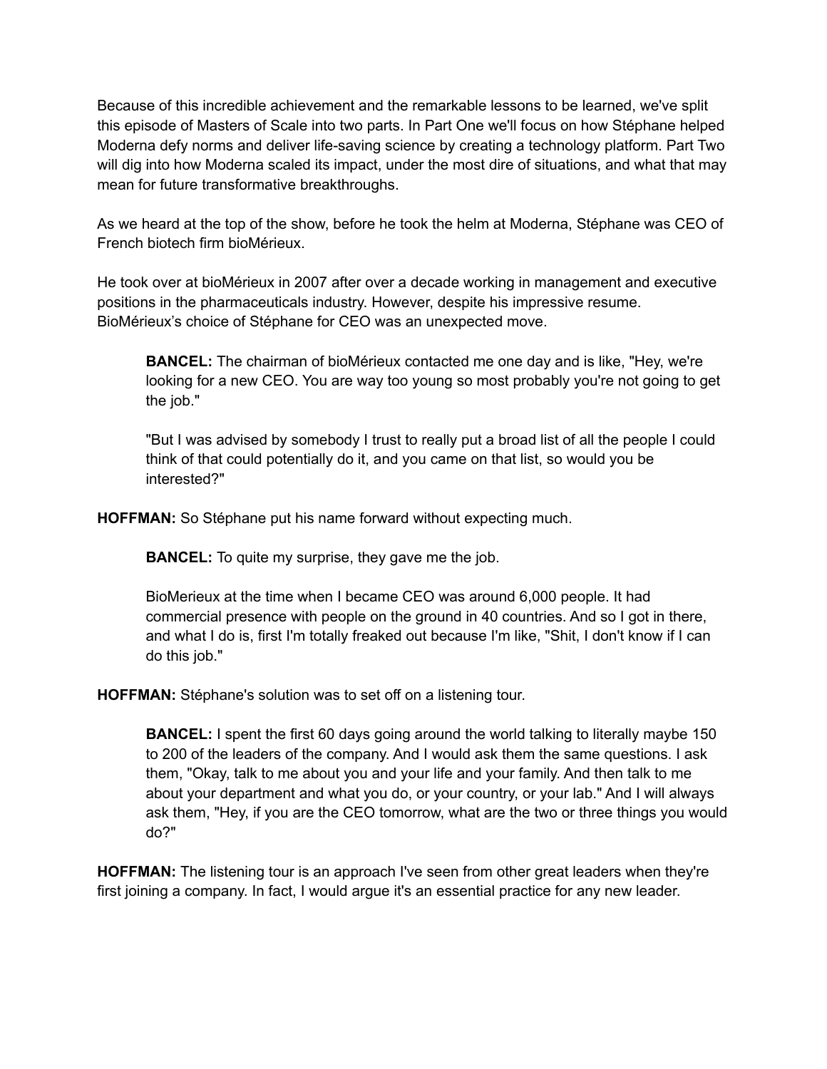Because of this incredible achievement and the remarkable lessons to be learned, we've split this episode of Masters of Scale into two parts. In Part One we'll focus on how Stéphane helped Moderna defy norms and deliver life-saving science by creating a technology platform. Part Two will dig into how Moderna scaled its impact, under the most dire of situations, and what that may mean for future transformative breakthroughs.

As we heard at the top of the show, before he took the helm at Moderna, Stéphane was CEO of French biotech firm bioMérieux.

He took over at bioMérieux in 2007 after over a decade working in management and executive positions in the pharmaceuticals industry. However, despite his impressive resume. BioMérieux's choice of Stéphane for CEO was an unexpected move.

> **BANCEL:** The chairman of bioMérieux contacted me one day and is like, "Hey, we're looking for a new CEO. You are way too young so most probably you're not going to get the job."
>
> "But I was advised by somebody I trust to really put a broad list of all the people I could think of that could potentially do it, and you came on that list, so would you be interested?"

**HOFFMAN:** So Stéphane put his name forward without expecting much.

> **BANCEL:** To quite my surprise, they gave me the job.
>
> BioMerieux at the time when I became CEO was around 6,000 people. It had commercial presence with people on the ground in 40 countries. And so I got in there, and what I do is, first I'm totally freaked out because I'm like, "Shit, I don't know if I can do this job."

**HOFFMAN:** Stéphane's solution was to set off on a listening tour.

> **BANCEL:** I spent the first 60 days going around the world talking to literally maybe 150 to 200 of the leaders of the company. And I would ask them the same questions. I ask them, "Okay, talk to me about you and your life and your family. And then talk to me about your department and what you do, or your country, or your lab." And I will always ask them, "Hey, if you are the CEO tomorrow, what are the two or three things you would do?"

**HOFFMAN:** The listening tour is an approach I've seen from other great leaders when they're first joining a company. In fact, I would argue it's an essential practice for any new leader.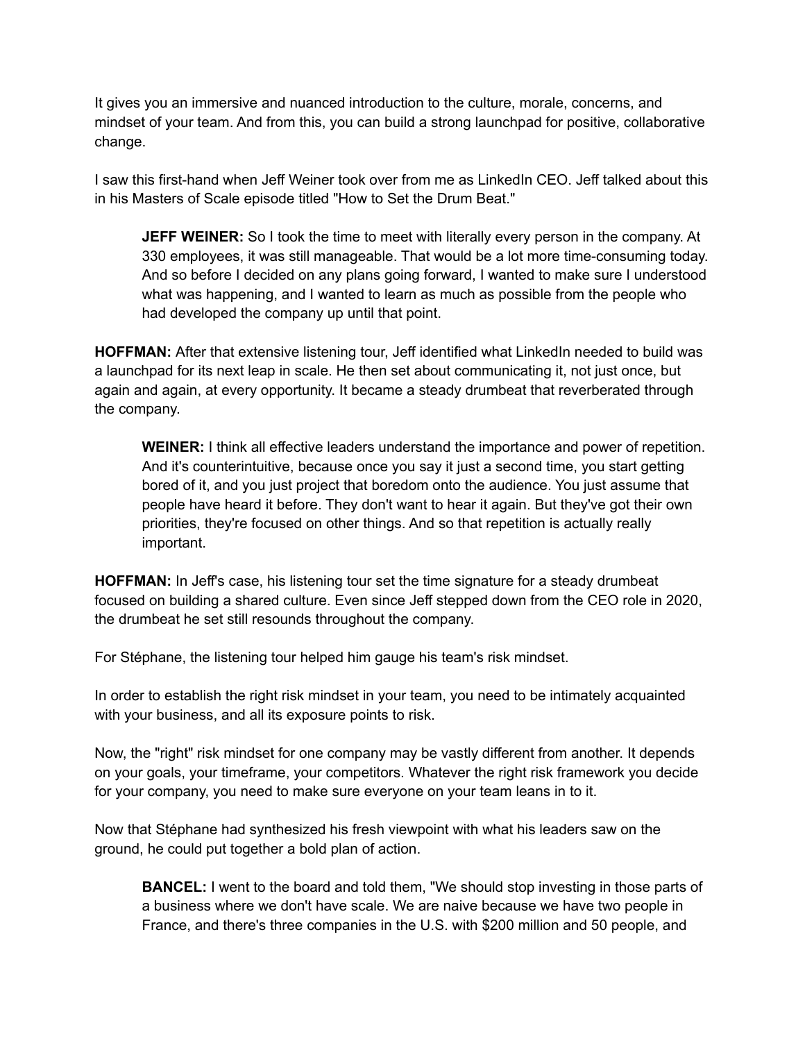It gives you an immersive and nuanced introduction to the culture, morale, concerns, and mindset of your team. And from this, you can build a strong launchpad for positive, collaborative change.

I saw this first-hand when Jeff Weiner took over from me as LinkedIn CEO. Jeff talked about this in his Masters of Scale episode titled "How to Set the Drum Beat."

> **JEFF WEINER:** So I took the time to meet with literally every person in the company. At 330 employees, it was still manageable. That would be a lot more time-consuming today. And so before I decided on any plans going forward, I wanted to make sure I understood what was happening, and I wanted to learn as much as possible from the people who had developed the company up until that point.

**HOFFMAN:** After that extensive listening tour, Jeff identified what LinkedIn needed to build was a launchpad for its next leap in scale. He then set about communicating it, not just once, but again and again, at every opportunity. It became a steady drumbeat that reverberated through the company.

> **WEINER:** I think all effective leaders understand the importance and power of repetition. And it's counterintuitive, because once you say it just a second time, you start getting bored of it, and you just project that boredom onto the audience. You just assume that people have heard it before. They don't want to hear it again. But they've got their own priorities, they're focused on other things. And so that repetition is actually really important.

**HOFFMAN:** In Jeff's case, his listening tour set the time signature for a steady drumbeat focused on building a shared culture. Even since Jeff stepped down from the CEO role in 2020, the drumbeat he set still resounds throughout the company.

For Stéphane, the listening tour helped him gauge his team's risk mindset.

In order to establish the right risk mindset in your team, you need to be intimately acquainted with your business, and all its exposure points to risk.

Now, the "right" risk mindset for one company may be vastly different from another. It depends on your goals, your timeframe, your competitors. Whatever the right risk framework you decide for your company, you need to make sure everyone on your team leans in to it.

Now that Stéphane had synthesized his fresh viewpoint with what his leaders saw on the ground, he could put together a bold plan of action.

> **BANCEL:** I went to the board and told them, "We should stop investing in those parts of a business where we don't have scale. We are naive because we have two people in France, and there's three companies in the U.S. with $200 million and 50 people, and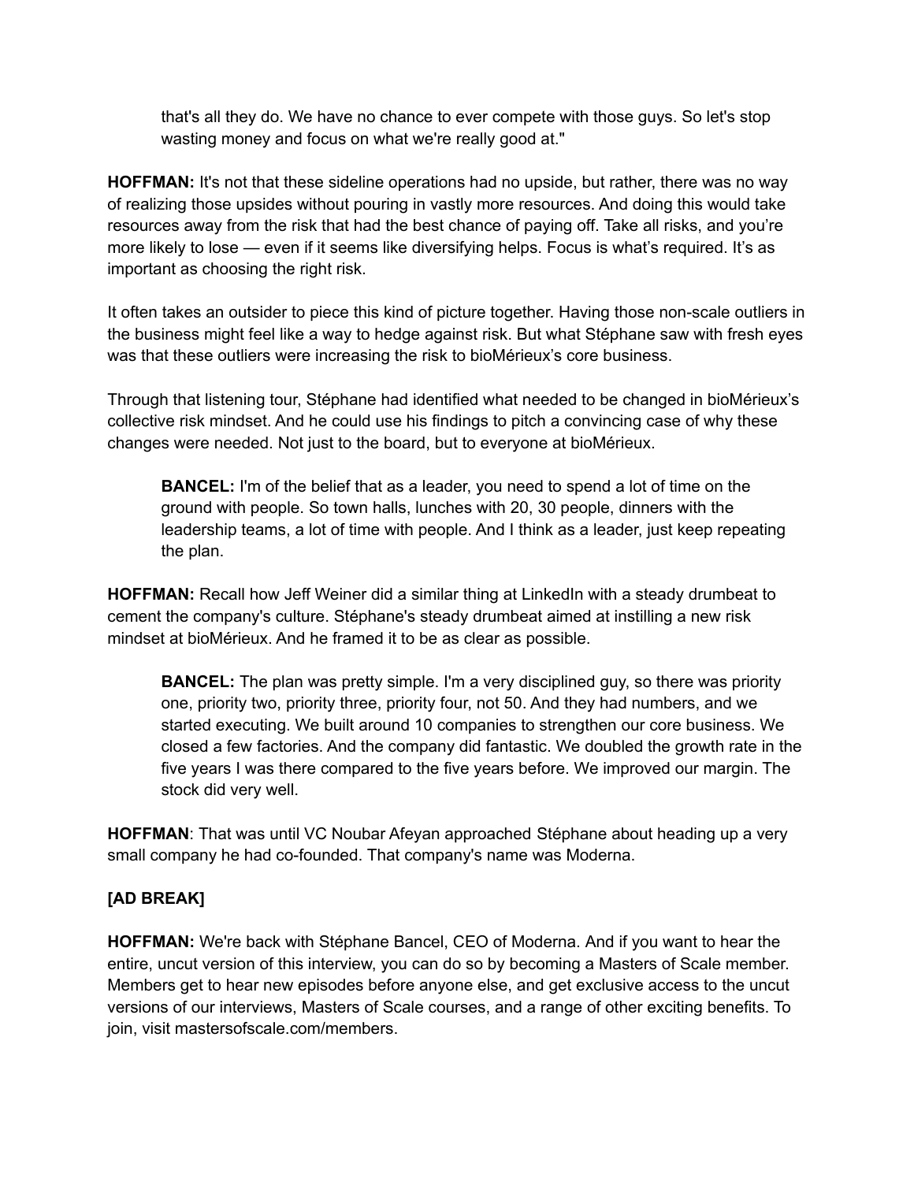> that's all they do. We have no chance to ever compete with those guys. So let's stop wasting money and focus on what we're really good at."

**HOFFMAN:** It's not that these sideline operations had no upside, but rather, there was no way of realizing those upsides without pouring in vastly more resources. And doing this would take resources away from the risk that had the best chance of paying off. Take all risks, and you're more likely to lose — even if it seems like diversifying helps. Focus is what's required. It's as important as choosing the right risk.

It often takes an outsider to piece this kind of picture together. Having those non-scale outliers in the business might feel like a way to hedge against risk. But what Stéphane saw with fresh eyes was that these outliers were increasing the risk to bioMérieux's core business.

Through that listening tour, Stéphane had identified what needed to be changed in bioMérieux's collective risk mindset. And he could use his findings to pitch a convincing case of why these changes were needed. Not just to the board, but to everyone at bioMérieux.

> **BANCEL:** I'm of the belief that as a leader, you need to spend a lot of time on the ground with people. So town halls, lunches with 20, 30 people, dinners with the leadership teams, a lot of time with people. And I think as a leader, just keep repeating the plan.

**HOFFMAN:** Recall how Jeff Weiner did a similar thing at LinkedIn with a steady drumbeat to cement the company's culture. Stéphane's steady drumbeat aimed at instilling a new risk mindset at bioMérieux. And he framed it to be as clear as possible.

> **BANCEL:** The plan was pretty simple. I'm a very disciplined guy, so there was priority one, priority two, priority three, priority four, not 50. And they had numbers, and we started executing. We built around 10 companies to strengthen our core business. We closed a few factories. And the company did fantastic. We doubled the growth rate in the five years I was there compared to the five years before. We improved our margin. The stock did very well.

**HOFFMAN**: That was until VC Noubar Afeyan approached Stéphane about heading up a very small company he had co-founded. That company's name was Moderna.

**[AD BREAK]**

**HOFFMAN:** We're back with Stéphane Bancel, CEO of Moderna. And if you want to hear the entire, uncut version of this interview, you can do so by becoming a Masters of Scale member. Members get to hear new episodes before anyone else, and get exclusive access to the uncut versions of our interviews, Masters of Scale courses, and a range of other exciting benefits. To join, visit mastersofscale.com/members.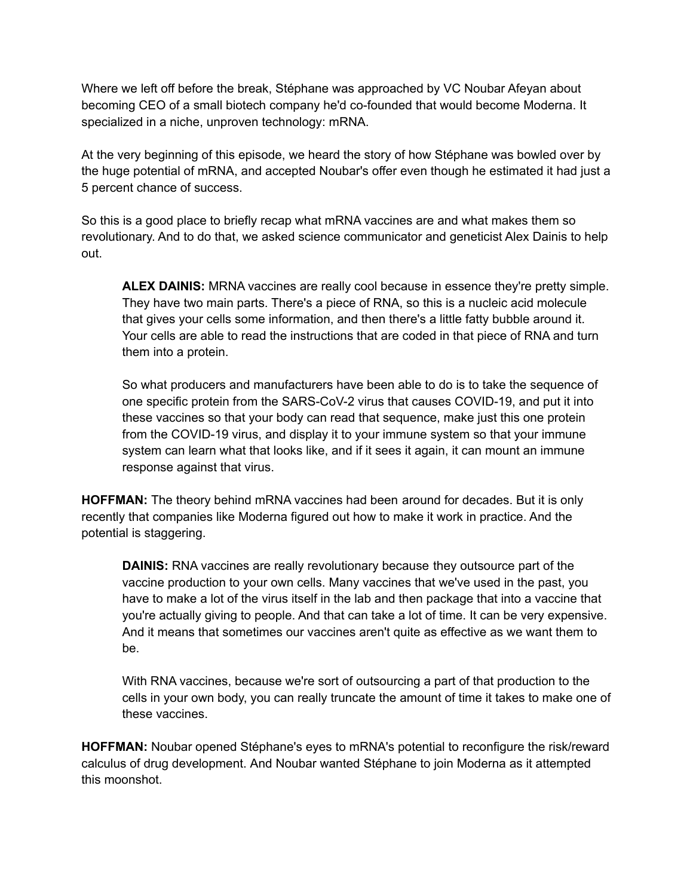Where we left off before the break, Stéphane was approached by VC Noubar Afeyan about becoming CEO of a small biotech company he'd co-founded that would become Moderna. It specialized in a niche, unproven technology: mRNA.

At the very beginning of this episode, we heard the story of how Stéphane was bowled over by the huge potential of mRNA, and accepted Noubar's offer even though he estimated it had just a 5 percent chance of success.

So this is a good place to briefly recap what mRNA vaccines are and what makes them so revolutionary. And to do that, we asked science communicator and geneticist Alex Dainis to help out.

> **ALEX DAINIS:** MRNA vaccines are really cool because in essence they're pretty simple. They have two main parts. There's a piece of RNA, so this is a nucleic acid molecule that gives your cells some information, and then there's a little fatty bubble around it. Your cells are able to read the instructions that are coded in that piece of RNA and turn them into a protein.
>
> So what producers and manufacturers have been able to do is to take the sequence of one specific protein from the SARS-CoV-2 virus that causes COVID-19, and put it into these vaccines so that your body can read that sequence, make just this one protein from the COVID-19 virus, and display it to your immune system so that your immune system can learn what that looks like, and if it sees it again, it can mount an immune response against that virus.

**HOFFMAN:** The theory behind mRNA vaccines had been around for decades. But it is only recently that companies like Moderna figured out how to make it work in practice. And the potential is staggering.

> **DAINIS:** RNA vaccines are really revolutionary because they outsource part of the vaccine production to your own cells. Many vaccines that we've used in the past, you have to make a lot of the virus itself in the lab and then package that into a vaccine that you're actually giving to people. And that can take a lot of time. It can be very expensive. And it means that sometimes our vaccines aren't quite as effective as we want them to be.
>
> With RNA vaccines, because we're sort of outsourcing a part of that production to the cells in your own body, you can really truncate the amount of time it takes to make one of these vaccines.

**HOFFMAN:** Noubar opened Stéphane's eyes to mRNA's potential to reconfigure the risk/reward calculus of drug development. And Noubar wanted Stéphane to join Moderna as it attempted this moonshot.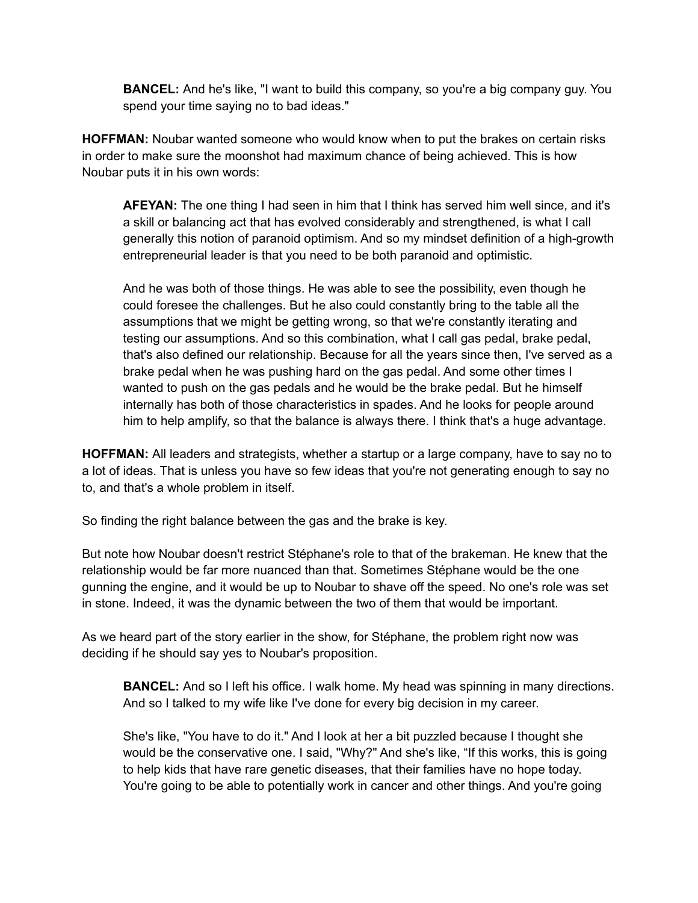> **BANCEL:** And he's like, "I want to build this company, so you're a big company guy. You spend your time saying no to bad ideas."

**HOFFMAN:** Noubar wanted someone who would know when to put the brakes on certain risks in order to make sure the moonshot had maximum chance of being achieved. This is how Noubar puts it in his own words:

> **AFEYAN:** The one thing I had seen in him that I think has served him well since, and it's a skill or balancing act that has evolved considerably and strengthened, is what I call generally this notion of paranoid optimism. And so my mindset definition of a high-growth entrepreneurial leader is that you need to be both paranoid and optimistic.
>
> And he was both of those things. He was able to see the possibility, even though he could foresee the challenges. But he also could constantly bring to the table all the assumptions that we might be getting wrong, so that we're constantly iterating and testing our assumptions. And so this combination, what I call gas pedal, brake pedal, that's also defined our relationship. Because for all the years since then, I've served as a brake pedal when he was pushing hard on the gas pedal. And some other times I wanted to push on the gas pedals and he would be the brake pedal. But he himself internally has both of those characteristics in spades. And he looks for people around him to help amplify, so that the balance is always there. I think that's a huge advantage.

**HOFFMAN:** All leaders and strategists, whether a startup or a large company, have to say no to a lot of ideas. That is unless you have so few ideas that you're not generating enough to say no to, and that's a whole problem in itself.

So finding the right balance between the gas and the brake is key.

But note how Noubar doesn't restrict Stéphane's role to that of the brakeman. He knew that the relationship would be far more nuanced than that. Sometimes Stéphane would be the one gunning the engine, and it would be up to Noubar to shave off the speed. No one's role was set in stone. Indeed, it was the dynamic between the two of them that would be important.

As we heard part of the story earlier in the show, for Stéphane, the problem right now was deciding if he should say yes to Noubar's proposition.

> **BANCEL:** And so I left his office. I walk home. My head was spinning in many directions. And so I talked to my wife like I've done for every big decision in my career.
>
> She's like, "You have to do it." And I look at her a bit puzzled because I thought she would be the conservative one. I said, "Why?" And she's like, "If this works, this is going to help kids that have rare genetic diseases, that their families have no hope today. You're going to be able to potentially work in cancer and other things. And you're going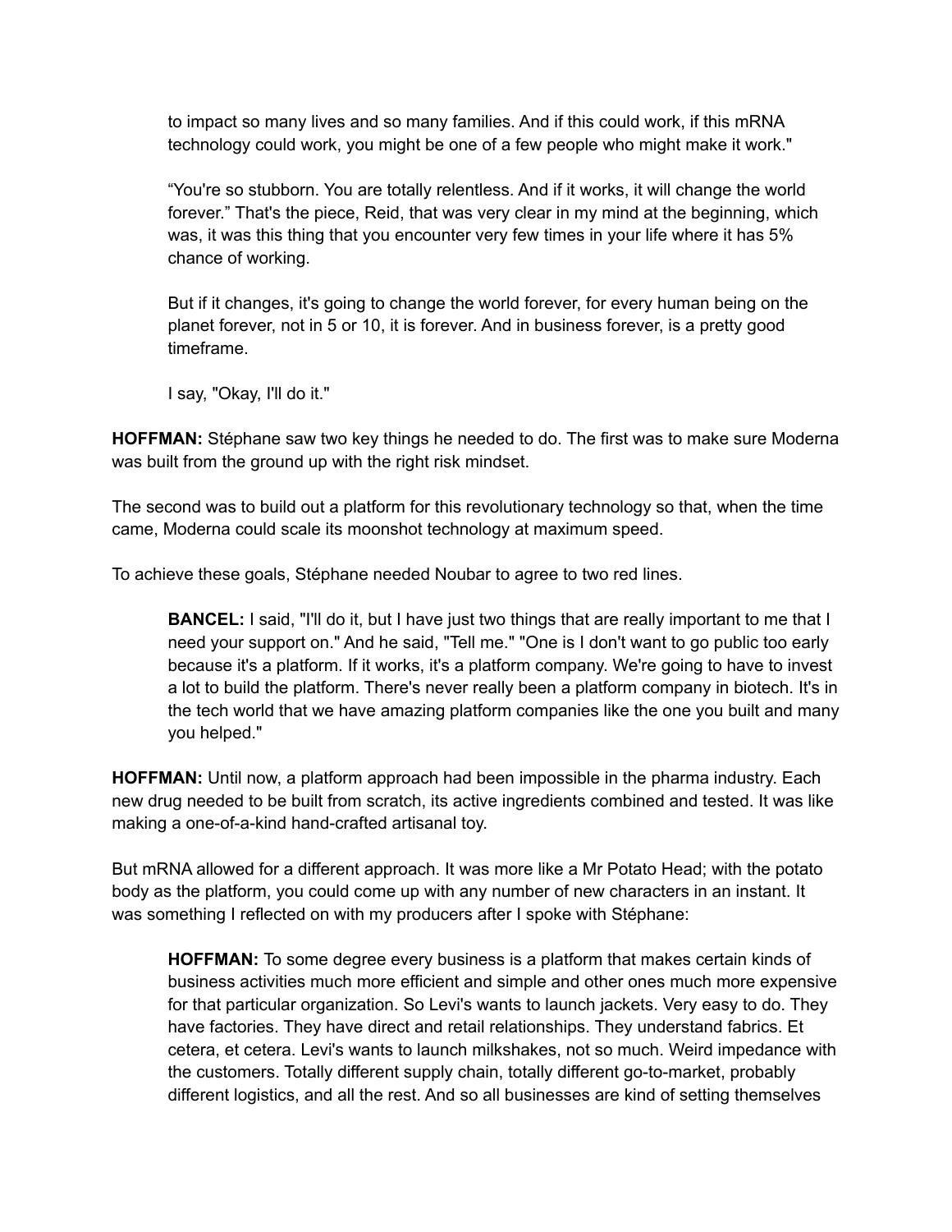to impact so many lives and so many families. And if this could work, if this mRNA technology could work, you might be one of a few people who might make it work."

> "You're so stubborn. You are totally relentless. And if it works, it will change the world forever." That's the piece, Reid, that was very clear in my mind at the beginning, which was, it was this thing that you encounter very few times in your life where it has 5% chance of working.
>
> But if it changes, it's going to change the world forever, for every human being on the planet forever, not in 5 or 10, it is forever. And in business forever, is a pretty good timeframe.
>
> I say, "Okay, I'll do it."

**HOFFMAN:** Stéphane saw two key things he needed to do. The first was to make sure Moderna was built from the ground up with the right risk mindset.

The second was to build out a platform for this revolutionary technology so that, when the time came, Moderna could scale its moonshot technology at maximum speed.

To achieve these goals, Stéphane needed Noubar to agree to two red lines.

> **BANCEL:** I said, "I'll do it, but I have just two things that are really important to me that I need your support on." And he said, "Tell me." "One is I don't want to go public too early because it's a platform. If it works, it's a platform company. We're going to have to invest a lot to build the platform. There's never really been a platform company in biotech. It's in the tech world that we have amazing platform companies like the one you built and many you helped."

**HOFFMAN:** Until now, a platform approach had been impossible in the pharma industry. Each new drug needed to be built from scratch, its active ingredients combined and tested. It was like making a one-of-a-kind hand-crafted artisanal toy.

But mRNA allowed for a different approach. It was more like a Mr Potato Head; with the potato body as the platform, you could come up with any number of new characters in an instant. It was something I reflected on with my producers after I spoke with Stéphane:

> **HOFFMAN:** To some degree every business is a platform that makes certain kinds of business activities much more efficient and simple and other ones much more expensive for that particular organization. So Levi's wants to launch jackets. Very easy to do. They have factories. They have direct and retail relationships. They understand fabrics. Et cetera, et cetera. Levi's wants to launch milkshakes, not so much. Weird impedance with the customers. Totally different supply chain, totally different go-to-market, probably different logistics, and all the rest. And so all businesses are kind of setting themselves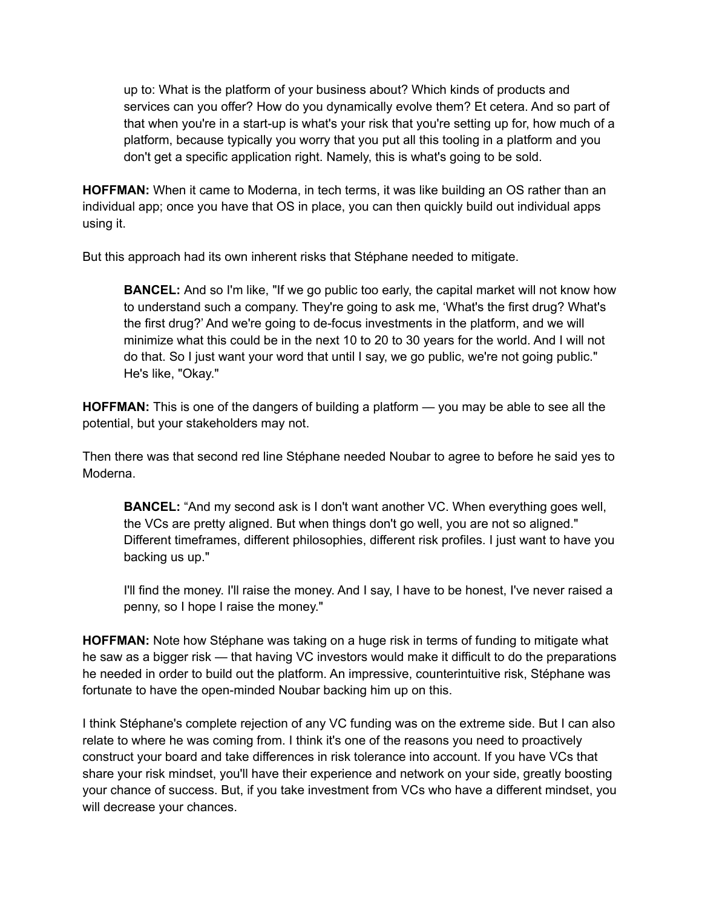up to: What is the platform of your business about? Which kinds of products and services can you offer? How do you dynamically evolve them? Et cetera. And so part of that when you're in a start-up is what's your risk that you're setting up for, how much of a platform, because typically you worry that you put all this tooling in a platform and you don't get a specific application right. Namely, this is what's going to be sold.

**HOFFMAN:** When it came to Moderna, in tech terms, it was like building an OS rather than an individual app; once you have that OS in place, you can then quickly build out individual apps using it.

But this approach had its own inherent risks that Stéphane needed to mitigate.

> **BANCEL:** And so I'm like, "If we go public too early, the capital market will not know how to understand such a company. They're going to ask me, 'What's the first drug? What's the first drug?' And we're going to de-focus investments in the platform, and we will minimize what this could be in the next 10 to 20 to 30 years for the world. And I will not do that. So I just want your word that until I say, we go public, we're not going public." He's like, "Okay."

**HOFFMAN:** This is one of the dangers of building a platform — you may be able to see all the potential, but your stakeholders may not.

Then there was that second red line Stéphane needed Noubar to agree to before he said yes to Moderna.

> **BANCEL:** "And my second ask is I don't want another VC. When everything goes well, the VCs are pretty aligned. But when things don't go well, you are not so aligned." Different timeframes, different philosophies, different risk profiles. I just want to have you backing us up."
>
> I'll find the money. I'll raise the money. And I say, I have to be honest, I've never raised a penny, so I hope I raise the money."

**HOFFMAN:** Note how Stéphane was taking on a huge risk in terms of funding to mitigate what he saw as a bigger risk — that having VC investors would make it difficult to do the preparations he needed in order to build out the platform. An impressive, counterintuitive risk, Stéphane was fortunate to have the open-minded Noubar backing him up on this.

I think Stéphane's complete rejection of any VC funding was on the extreme side. But I can also relate to where he was coming from. I think it's one of the reasons you need to proactively construct your board and take differences in risk tolerance into account. If you have VCs that share your risk mindset, you'll have their experience and network on your side, greatly boosting your chance of success. But, if you take investment from VCs who have a different mindset, you will decrease your chances.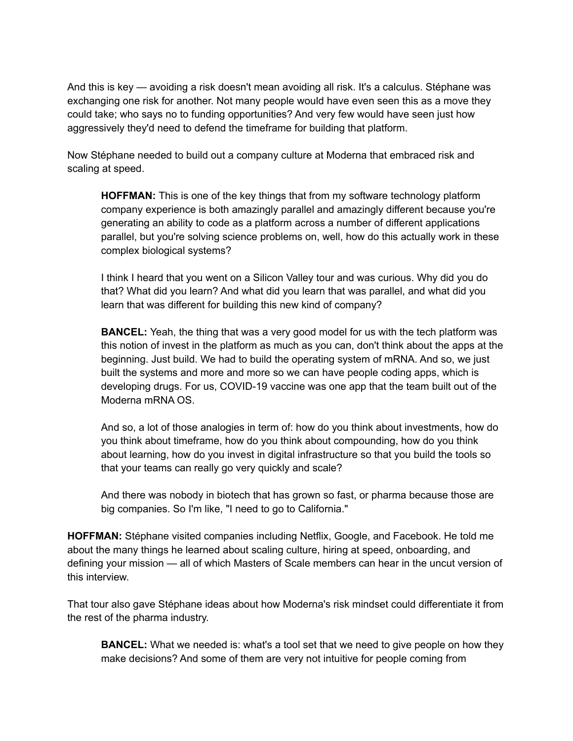And this is key — avoiding a risk doesn't mean avoiding all risk. It's a calculus. Stéphane was exchanging one risk for another. Not many people would have even seen this as a move they could take; who says no to funding opportunities? And very few would have seen just how aggressively they'd need to defend the timeframe for building that platform.

Now Stéphane needed to build out a company culture at Moderna that embraced risk and scaling at speed.

> **HOFFMAN:** This is one of the key things that from my software technology platform company experience is both amazingly parallel and amazingly different because you're generating an ability to code as a platform across a number of different applications parallel, but you're solving science problems on, well, how do this actually work in these complex biological systems?
>
> I think I heard that you went on a Silicon Valley tour and was curious. Why did you do that? What did you learn? And what did you learn that was parallel, and what did you learn that was different for building this new kind of company?
>
> **BANCEL:** Yeah, the thing that was a very good model for us with the tech platform was this notion of invest in the platform as much as you can, don't think about the apps at the beginning. Just build. We had to build the operating system of mRNA. And so, we just built the systems and more and more so we can have people coding apps, which is developing drugs. For us, COVID-19 vaccine was one app that the team built out of the Moderna mRNA OS.
>
> And so, a lot of those analogies in term of: how do you think about investments, how do you think about timeframe, how do you think about compounding, how do you think about learning, how do you invest in digital infrastructure so that you build the tools so that your teams can really go very quickly and scale?
>
> And there was nobody in biotech that has grown so fast, or pharma because those are big companies. So I'm like, "I need to go to California."

**HOFFMAN:** Stéphane visited companies including Netflix, Google, and Facebook. He told me about the many things he learned about scaling culture, hiring at speed, onboarding, and defining your mission — all of which Masters of Scale members can hear in the uncut version of this interview.

That tour also gave Stéphane ideas about how Moderna's risk mindset could differentiate it from the rest of the pharma industry.

> **BANCEL:** What we needed is: what's a tool set that we need to give people on how they make decisions? And some of them are very not intuitive for people coming from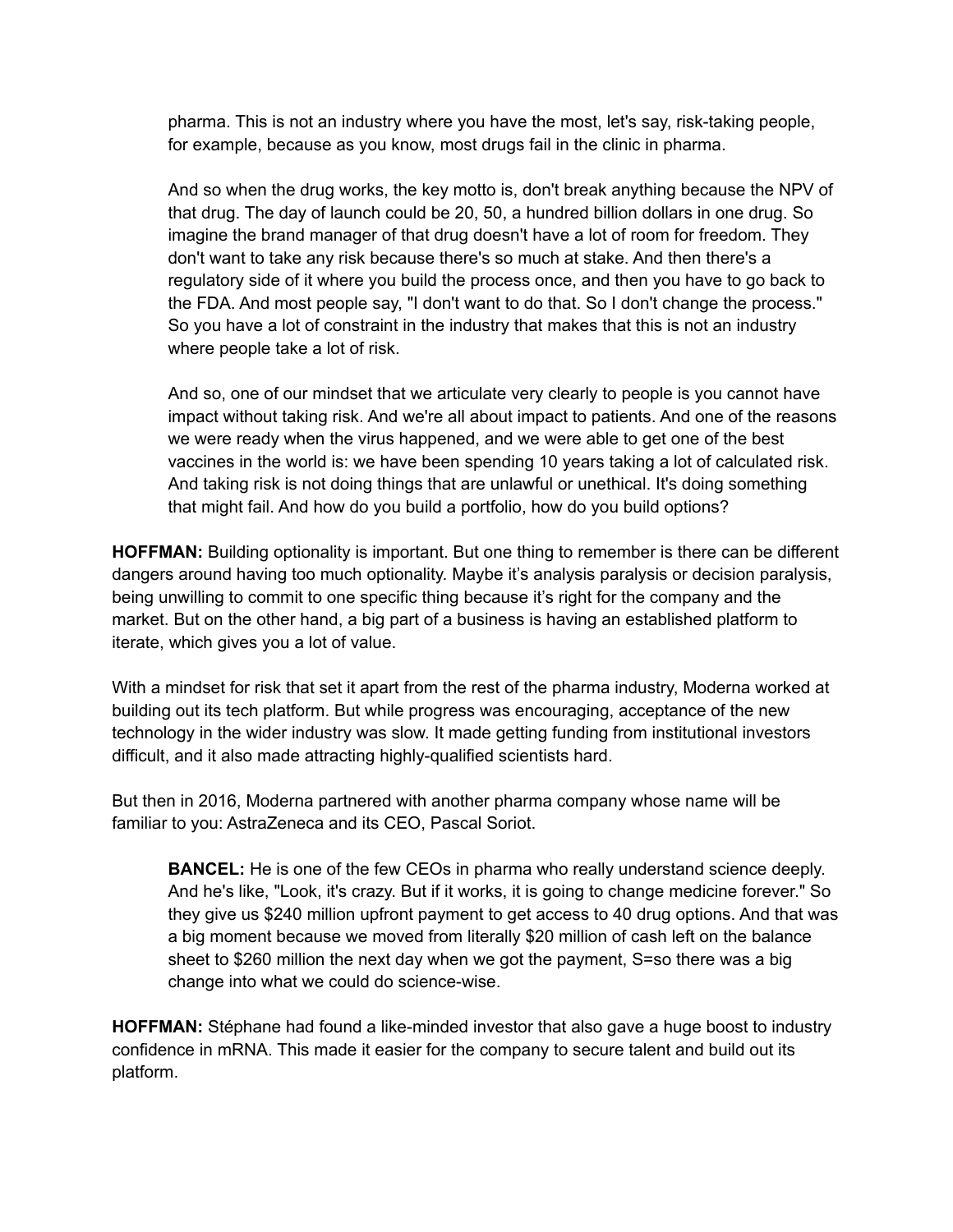pharma. This is not an industry where you have the most, let's say, risk-taking people, for example, because as you know, most drugs fail in the clinic in pharma.

And so when the drug works, the key motto is, don't break anything because the NPV of that drug. The day of launch could be 20, 50, a hundred billion dollars in one drug. So imagine the brand manager of that drug doesn't have a lot of room for freedom. They don't want to take any risk because there's so much at stake. And then there's a regulatory side of it where you build the process once, and then you have to go back to the FDA. And most people say, "I don't want to do that. So I don't change the process." So you have a lot of constraint in the industry that makes that this is not an industry where people take a lot of risk.

And so, one of our mindset that we articulate very clearly to people is you cannot have impact without taking risk. And we're all about impact to patients. And one of the reasons we were ready when the virus happened, and we were able to get one of the best vaccines in the world is: we have been spending 10 years taking a lot of calculated risk. And taking risk is not doing things that are unlawful or unethical. It's doing something that might fail. And how do you build a portfolio, how do you build options?

**HOFFMAN:** Building optionality is important. But one thing to remember is there can be different dangers around having too much optionality. Maybe it's analysis paralysis or decision paralysis, being unwilling to commit to one specific thing because it's right for the company and the market. But on the other hand, a big part of a business is having an established platform to iterate, which gives you a lot of value.

With a mindset for risk that set it apart from the rest of the pharma industry, Moderna worked at building out its tech platform. But while progress was encouraging, acceptance of the new technology in the wider industry was slow. It made getting funding from institutional investors difficult, and it also made attracting highly-qualified scientists hard.

But then in 2016, Moderna partnered with another pharma company whose name will be familiar to you: AstraZeneca and its CEO, Pascal Soriot.

**BANCEL:** He is one of the few CEOs in pharma who really understand science deeply. And he's like, "Look, it's crazy. But if it works, it is going to change medicine forever." So they give us $240 million upfront payment to get access to 40 drug options. And that was a big moment because we moved from literally $20 million of cash left on the balance sheet to $260 million the next day when we got the payment, S=so there was a big change into what we could do science-wise.

**HOFFMAN:** Stéphane had found a like-minded investor that also gave a huge boost to industry confidence in mRNA. This made it easier for the company to secure talent and build out its platform.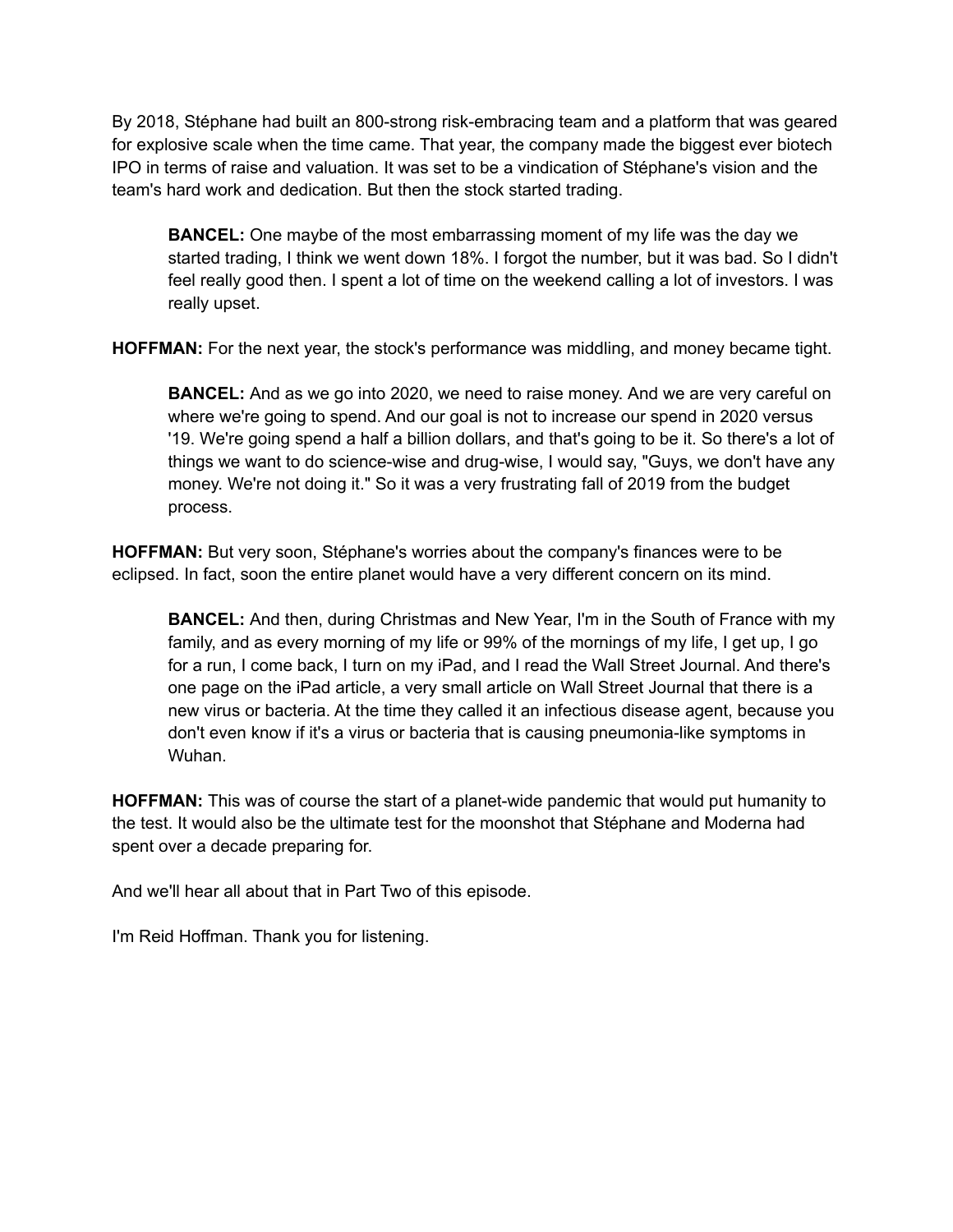By 2018, Stéphane had built an 800-strong risk-embracing team and a platform that was geared for explosive scale when the time came. That year, the company made the biggest ever biotech IPO in terms of raise and valuation. It was set to be a vindication of Stéphane's vision and the team's hard work and dedication. But then the stock started trading.

> **BANCEL:** One maybe of the most embarrassing moment of my life was the day we started trading, I think we went down 18%. I forgot the number, but it was bad. So I didn't feel really good then. I spent a lot of time on the weekend calling a lot of investors. I was really upset.

**HOFFMAN:** For the next year, the stock's performance was middling, and money became tight.

> **BANCEL:** And as we go into 2020, we need to raise money. And we are very careful on where we're going to spend. And our goal is not to increase our spend in 2020 versus '19. We're going spend a half a billion dollars, and that's going to be it. So there's a lot of things we want to do science-wise and drug-wise, I would say, "Guys, we don't have any money. We're not doing it." So it was a very frustrating fall of 2019 from the budget process.

**HOFFMAN:** But very soon, Stéphane's worries about the company's finances were to be eclipsed. In fact, soon the entire planet would have a very different concern on its mind.

> **BANCEL:** And then, during Christmas and New Year, I'm in the South of France with my family, and as every morning of my life or 99% of the mornings of my life, I get up, I go for a run, I come back, I turn on my iPad, and I read the Wall Street Journal. And there's one page on the iPad article, a very small article on Wall Street Journal that there is a new virus or bacteria. At the time they called it an infectious disease agent, because you don't even know if it's a virus or bacteria that is causing pneumonia-like symptoms in Wuhan.

**HOFFMAN:** This was of course the start of a planet-wide pandemic that would put humanity to the test. It would also be the ultimate test for the moonshot that Stéphane and Moderna had spent over a decade preparing for.

And we'll hear all about that in Part Two of this episode.

I'm Reid Hoffman. Thank you for listening.